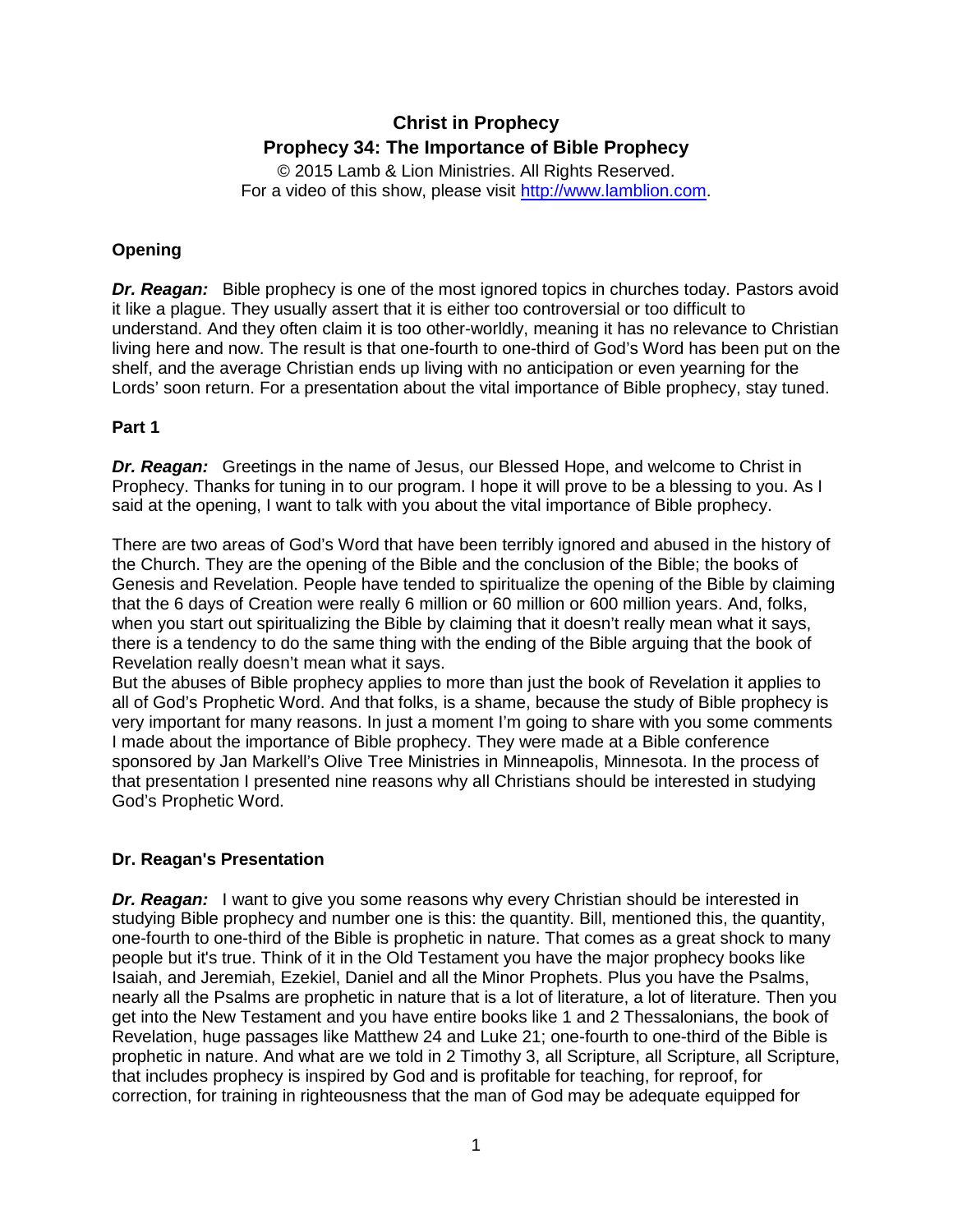# Christ in Prophecy
## Prophecy 34: The Importance of Bible Prophecy

© 2015 Lamb & Lion Ministries. All Rights Reserved.
For a video of this show, please visit http://www.lamblion.com.

### Opening

***Dr. Reagan:*** Bible prophecy is one of the most ignored topics in churches today. Pastors avoid it like a plague. They usually assert that it is either too controversial or too difficult to understand. And they often claim it is too other-worldly, meaning it has no relevance to Christian living here and now. The result is that one-fourth to one-third of God's Word has been put on the shelf, and the average Christian ends up living with no anticipation or even yearning for the Lords' soon return. For a presentation about the vital importance of Bible prophecy, stay tuned.

### Part 1

***Dr. Reagan:*** Greetings in the name of Jesus, our Blessed Hope, and welcome to Christ in Prophecy. Thanks for tuning in to our program. I hope it will prove to be a blessing to you. As I said at the opening, I want to talk with you about the vital importance of Bible prophecy.

There are two areas of God's Word that have been terribly ignored and abused in the history of the Church. They are the opening of the Bible and the conclusion of the Bible; the books of Genesis and Revelation. People have tended to spiritualize the opening of the Bible by claiming that the 6 days of Creation were really 6 million or 60 million or 600 million years. And, folks, when you start out spiritualizing the Bible by claiming that it doesn't really mean what it says, there is a tendency to do the same thing with the ending of the Bible arguing that the book of Revelation really doesn't mean what it says.
But the abuses of Bible prophecy applies to more than just the book of Revelation it applies to all of God's Prophetic Word. And that folks, is a shame, because the study of Bible prophecy is very important for many reasons. In just a moment I'm going to share with you some comments I made about the importance of Bible prophecy. They were made at a Bible conference sponsored by Jan Markell's Olive Tree Ministries in Minneapolis, Minnesota. In the process of that presentation I presented nine reasons why all Christians should be interested in studying God's Prophetic Word.

### Dr. Reagan's Presentation

***Dr. Reagan:*** I want to give you some reasons why every Christian should be interested in studying Bible prophecy and number one is this: the quantity. Bill, mentioned this, the quantity, one-fourth to one-third of the Bible is prophetic in nature. That comes as a great shock to many people but it's true. Think of it in the Old Testament you have the major prophecy books like Isaiah, and Jeremiah, Ezekiel, Daniel and all the Minor Prophets. Plus you have the Psalms, nearly all the Psalms are prophetic in nature that is a lot of literature, a lot of literature. Then you get into the New Testament and you have entire books like 1 and 2 Thessalonians, the book of Revelation, huge passages like Matthew 24 and Luke 21; one-fourth to one-third of the Bible is prophetic in nature. And what are we told in 2 Timothy 3, all Scripture, all Scripture, all Scripture, that includes prophecy is inspired by God and is profitable for teaching, for reproof, for correction, for training in righteousness that the man of God may be adequate equipped for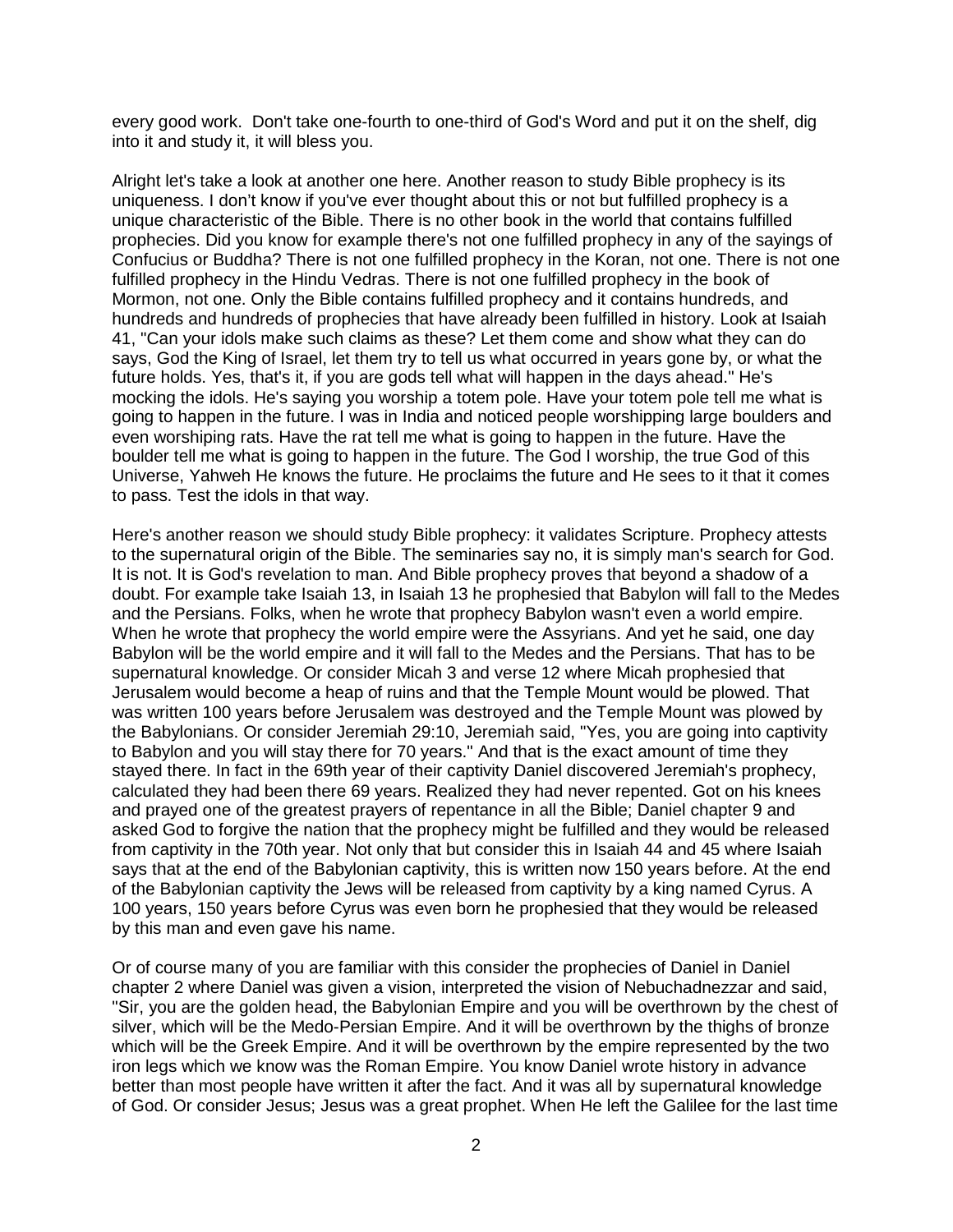every good work. Don't take one-fourth to one-third of God's Word and put it on the shelf, dig into it and study it, it will bless you.

Alright let's take a look at another one here. Another reason to study Bible prophecy is its uniqueness. I don't know if you've ever thought about this or not but fulfilled prophecy is a unique characteristic of the Bible. There is no other book in the world that contains fulfilled prophecies. Did you know for example there's not one fulfilled prophecy in any of the sayings of Confucius or Buddha? There is not one fulfilled prophecy in the Koran, not one. There is not one fulfilled prophecy in the Hindu Vedras. There is not one fulfilled prophecy in the book of Mormon, not one. Only the Bible contains fulfilled prophecy and it contains hundreds, and hundreds and hundreds of prophecies that have already been fulfilled in history. Look at Isaiah 41, "Can your idols make such claims as these? Let them come and show what they can do says, God the King of Israel, let them try to tell us what occurred in years gone by, or what the future holds. Yes, that's it, if you are gods tell what will happen in the days ahead." He's mocking the idols. He's saying you worship a totem pole. Have your totem pole tell me what is going to happen in the future. I was in India and noticed people worshipping large boulders and even worshiping rats. Have the rat tell me what is going to happen in the future. Have the boulder tell me what is going to happen in the future. The God I worship, the true God of this Universe, Yahweh He knows the future. He proclaims the future and He sees to it that it comes to pass. Test the idols in that way.

Here's another reason we should study Bible prophecy: it validates Scripture. Prophecy attests to the supernatural origin of the Bible. The seminaries say no, it is simply man's search for God. It is not. It is God's revelation to man. And Bible prophecy proves that beyond a shadow of a doubt. For example take Isaiah 13, in Isaiah 13 he prophesied that Babylon will fall to the Medes and the Persians. Folks, when he wrote that prophecy Babylon wasn't even a world empire. When he wrote that prophecy the world empire were the Assyrians. And yet he said, one day Babylon will be the world empire and it will fall to the Medes and the Persians. That has to be supernatural knowledge. Or consider Micah 3 and verse 12 where Micah prophesied that Jerusalem would become a heap of ruins and that the Temple Mount would be plowed. That was written 100 years before Jerusalem was destroyed and the Temple Mount was plowed by the Babylonians. Or consider Jeremiah 29:10, Jeremiah said, "Yes, you are going into captivity to Babylon and you will stay there for 70 years." And that is the exact amount of time they stayed there. In fact in the 69th year of their captivity Daniel discovered Jeremiah's prophecy, calculated they had been there 69 years. Realized they had never repented. Got on his knees and prayed one of the greatest prayers of repentance in all the Bible; Daniel chapter 9 and asked God to forgive the nation that the prophecy might be fulfilled and they would be released from captivity in the 70th year. Not only that but consider this in Isaiah 44 and 45 where Isaiah says that at the end of the Babylonian captivity, this is written now 150 years before. At the end of the Babylonian captivity the Jews will be released from captivity by a king named Cyrus. A 100 years, 150 years before Cyrus was even born he prophesied that they would be released by this man and even gave his name.

Or of course many of you are familiar with this consider the prophecies of Daniel in Daniel chapter 2 where Daniel was given a vision, interpreted the vision of Nebuchadnezzar and said, "Sir, you are the golden head, the Babylonian Empire and you will be overthrown by the chest of silver, which will be the Medo-Persian Empire. And it will be overthrown by the thighs of bronze which will be the Greek Empire. And it will be overthrown by the empire represented by the two iron legs which we know was the Roman Empire. You know Daniel wrote history in advance better than most people have written it after the fact. And it was all by supernatural knowledge of God. Or consider Jesus; Jesus was a great prophet. When He left the Galilee for the last time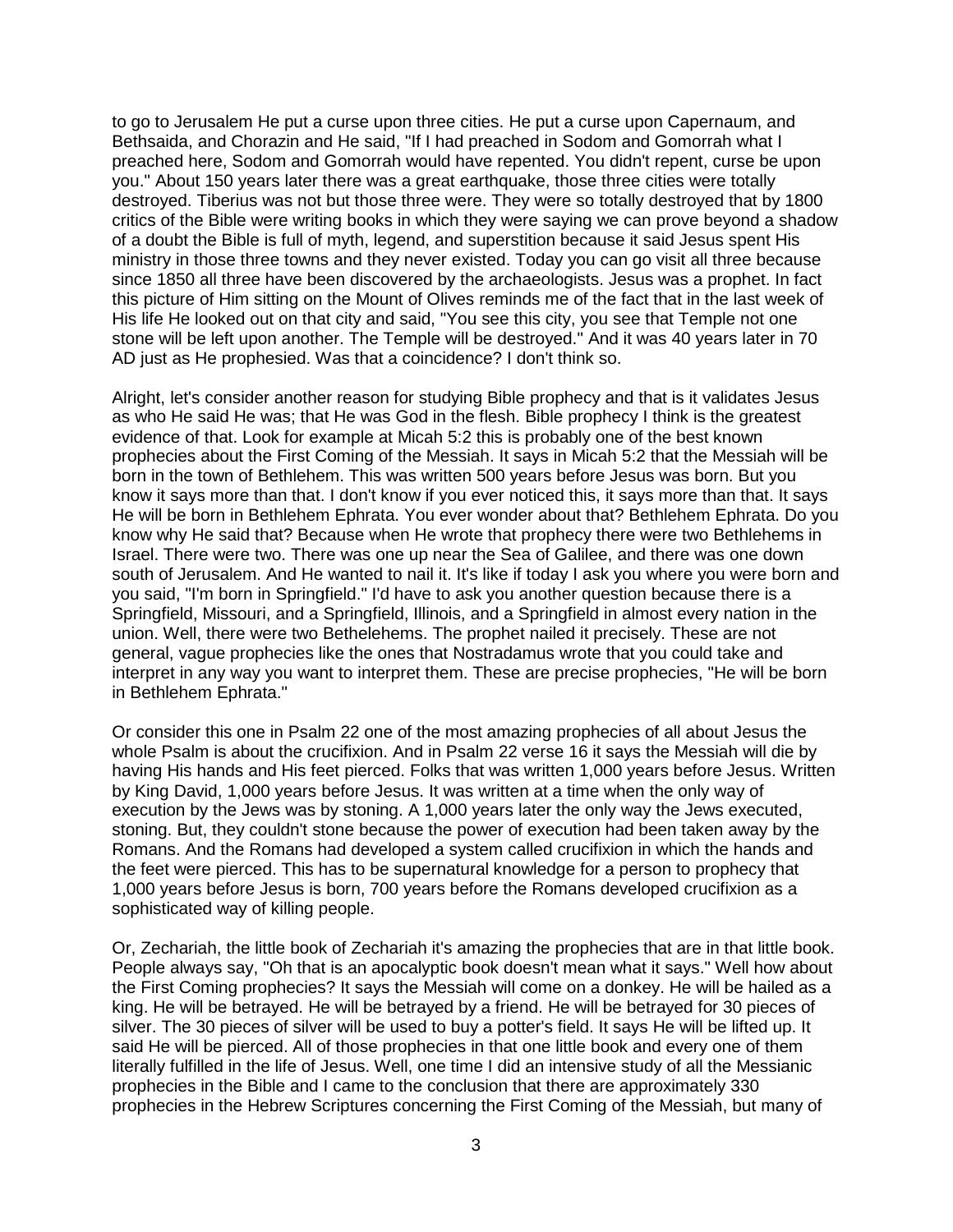to go to Jerusalem He put a curse upon three cities. He put a curse upon Capernaum, and Bethsaida, and Chorazin and He said, "If I had preached in Sodom and Gomorrah what I preached here, Sodom and Gomorrah would have repented. You didn't repent, curse be upon you." About 150 years later there was a great earthquake, those three cities were totally destroyed. Tiberius was not but those three were. They were so totally destroyed that by 1800 critics of the Bible were writing books in which they were saying we can prove beyond a shadow of a doubt the Bible is full of myth, legend, and superstition because it said Jesus spent His ministry in those three towns and they never existed. Today you can go visit all three because since 1850 all three have been discovered by the archaeologists. Jesus was a prophet. In fact this picture of Him sitting on the Mount of Olives reminds me of the fact that in the last week of His life He looked out on that city and said, "You see this city, you see that Temple not one stone will be left upon another. The Temple will be destroyed." And it was 40 years later in 70 AD just as He prophesied. Was that a coincidence? I don't think so.

Alright, let's consider another reason for studying Bible prophecy and that is it validates Jesus as who He said He was; that He was God in the flesh. Bible prophecy I think is the greatest evidence of that. Look for example at Micah 5:2 this is probably one of the best known prophecies about the First Coming of the Messiah. It says in Micah 5:2 that the Messiah will be born in the town of Bethlehem. This was written 500 years before Jesus was born. But you know it says more than that. I don't know if you ever noticed this, it says more than that. It says He will be born in Bethlehem Ephrata. You ever wonder about that? Bethlehem Ephrata. Do you know why He said that? Because when He wrote that prophecy there were two Bethlehems in Israel. There were two. There was one up near the Sea of Galilee, and there was one down south of Jerusalem. And He wanted to nail it. It's like if today I ask you where you were born and you said, "I'm born in Springfield." I'd have to ask you another question because there is a Springfield, Missouri, and a Springfield, Illinois, and a Springfield in almost every nation in the union. Well, there were two Bethelehems. The prophet nailed it precisely. These are not general, vague prophecies like the ones that Nostradamus wrote that you could take and interpret in any way you want to interpret them. These are precise prophecies, "He will be born in Bethlehem Ephrata."

Or consider this one in Psalm 22 one of the most amazing prophecies of all about Jesus the whole Psalm is about the crucifixion. And in Psalm 22 verse 16 it says the Messiah will die by having His hands and His feet pierced. Folks that was written 1,000 years before Jesus. Written by King David, 1,000 years before Jesus. It was written at a time when the only way of execution by the Jews was by stoning. A 1,000 years later the only way the Jews executed, stoning. But, they couldn't stone because the power of execution had been taken away by the Romans. And the Romans had developed a system called crucifixion in which the hands and the feet were pierced. This has to be supernatural knowledge for a person to prophecy that 1,000 years before Jesus is born, 700 years before the Romans developed crucifixion as a sophisticated way of killing people.

Or, Zechariah, the little book of Zechariah it's amazing the prophecies that are in that little book. People always say, "Oh that is an apocalyptic book doesn't mean what it says." Well how about the First Coming prophecies? It says the Messiah will come on a donkey. He will be hailed as a king. He will be betrayed. He will be betrayed by a friend. He will be betrayed for 30 pieces of silver. The 30 pieces of silver will be used to buy a potter's field. It says He will be lifted up. It said He will be pierced. All of those prophecies in that one little book and every one of them literally fulfilled in the life of Jesus. Well, one time I did an intensive study of all the Messianic prophecies in the Bible and I came to the conclusion that there are approximately 330 prophecies in the Hebrew Scriptures concerning the First Coming of the Messiah, but many of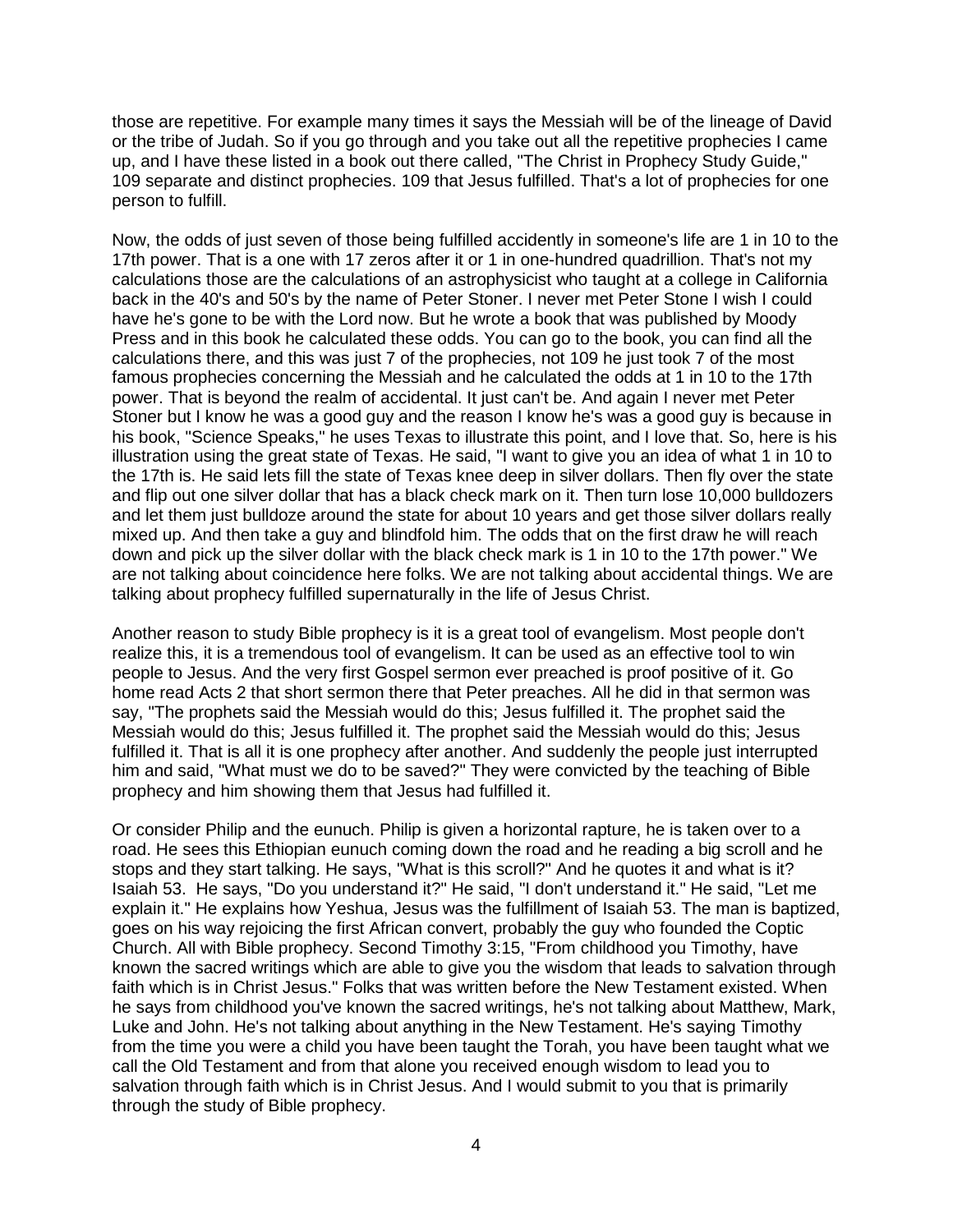those are repetitive. For example many times it says the Messiah will be of the lineage of David or the tribe of Judah. So if you go through and you take out all the repetitive prophecies I came up, and I have these listed in a book out there called, "The Christ in Prophecy Study Guide," 109 separate and distinct prophecies. 109 that Jesus fulfilled. That's a lot of prophecies for one person to fulfill.

Now, the odds of just seven of those being fulfilled accidently in someone's life are 1 in 10 to the 17th power. That is a one with 17 zeros after it or 1 in one-hundred quadrillion. That's not my calculations those are the calculations of an astrophysicist who taught at a college in California back in the 40's and 50's by the name of Peter Stoner. I never met Peter Stone I wish I could have he's gone to be with the Lord now. But he wrote a book that was published by Moody Press and in this book he calculated these odds. You can go to the book, you can find all the calculations there, and this was just 7 of the prophecies, not 109 he just took 7 of the most famous prophecies concerning the Messiah and he calculated the odds at 1 in 10 to the 17th power. That is beyond the realm of accidental. It just can't be. And again I never met Peter Stoner but I know he was a good guy and the reason I know he's was a good guy is because in his book, "Science Speaks," he uses Texas to illustrate this point, and I love that. So, here is his illustration using the great state of Texas. He said, "I want to give you an idea of what 1 in 10 to the 17th is. He said lets fill the state of Texas knee deep in silver dollars. Then fly over the state and flip out one silver dollar that has a black check mark on it. Then turn lose 10,000 bulldozers and let them just bulldoze around the state for about 10 years and get those silver dollars really mixed up. And then take a guy and blindfold him. The odds that on the first draw he will reach down and pick up the silver dollar with the black check mark is 1 in 10 to the 17th power." We are not talking about coincidence here folks. We are not talking about accidental things. We are talking about prophecy fulfilled supernaturally in the life of Jesus Christ.

Another reason to study Bible prophecy is it is a great tool of evangelism. Most people don't realize this, it is a tremendous tool of evangelism. It can be used as an effective tool to win people to Jesus. And the very first Gospel sermon ever preached is proof positive of it. Go home read Acts 2 that short sermon there that Peter preaches. All he did in that sermon was say, "The prophets said the Messiah would do this; Jesus fulfilled it. The prophet said the Messiah would do this; Jesus fulfilled it. The prophet said the Messiah would do this; Jesus fulfilled it. That is all it is one prophecy after another. And suddenly the people just interrupted him and said, "What must we do to be saved?" They were convicted by the teaching of Bible prophecy and him showing them that Jesus had fulfilled it.

Or consider Philip and the eunuch. Philip is given a horizontal rapture, he is taken over to a road. He sees this Ethiopian eunuch coming down the road and he reading a big scroll and he stops and they start talking. He says, "What is this scroll?" And he quotes it and what is it? Isaiah 53. He says, "Do you understand it?" He said, "I don't understand it." He said, "Let me explain it." He explains how Yeshua, Jesus was the fulfillment of Isaiah 53. The man is baptized, goes on his way rejoicing the first African convert, probably the guy who founded the Coptic Church. All with Bible prophecy. Second Timothy 3:15, "From childhood you Timothy, have known the sacred writings which are able to give you the wisdom that leads to salvation through faith which is in Christ Jesus." Folks that was written before the New Testament existed. When he says from childhood you've known the sacred writings, he's not talking about Matthew, Mark, Luke and John. He's not talking about anything in the New Testament. He's saying Timothy from the time you were a child you have been taught the Torah, you have been taught what we call the Old Testament and from that alone you received enough wisdom to lead you to salvation through faith which is in Christ Jesus. And I would submit to you that is primarily through the study of Bible prophecy.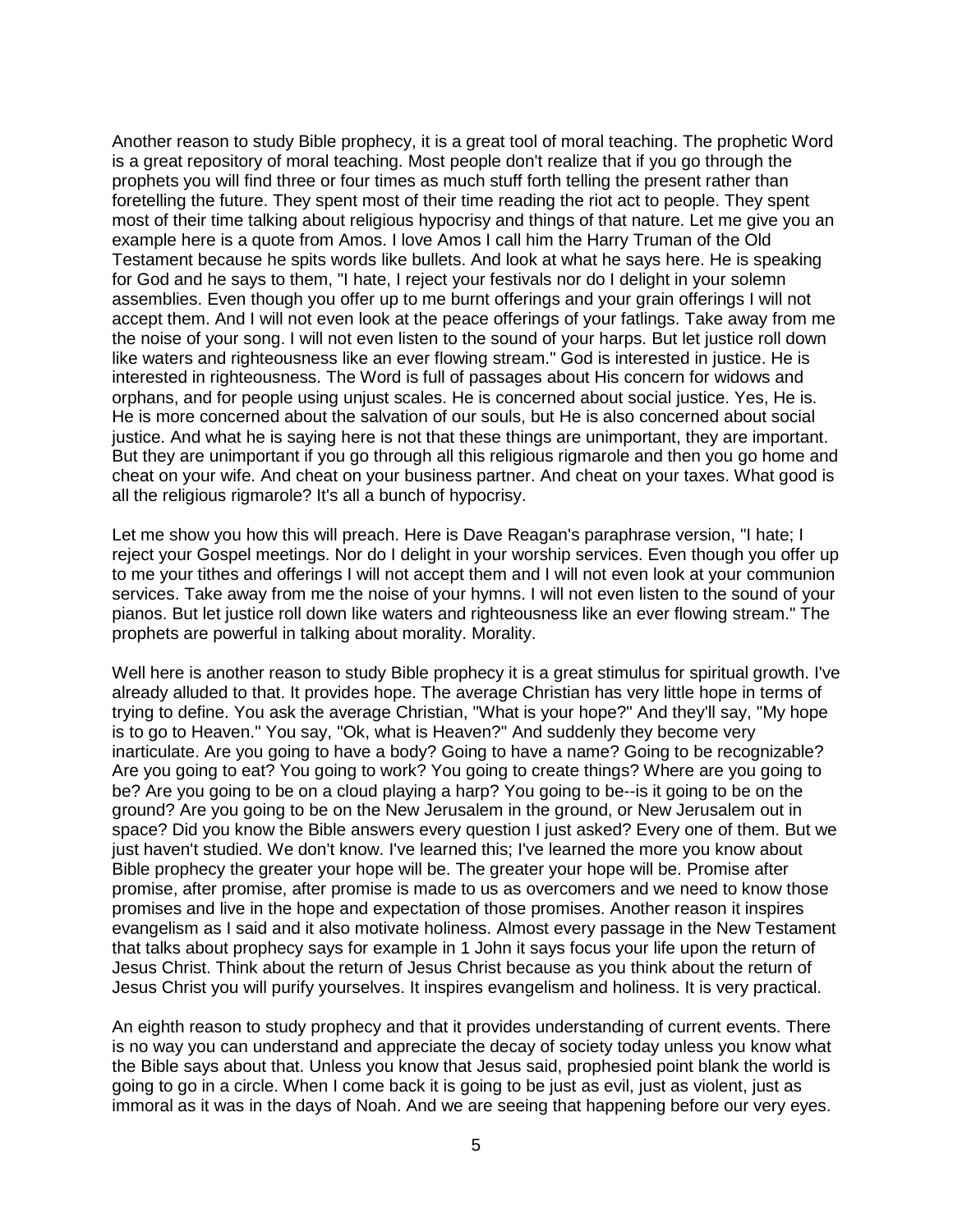Another reason to study Bible prophecy, it is a great tool of moral teaching. The prophetic Word is a great repository of moral teaching. Most people don't realize that if you go through the prophets you will find three or four times as much stuff forth telling the present rather than foretelling the future. They spent most of their time reading the riot act to people. They spent most of their time talking about religious hypocrisy and things of that nature. Let me give you an example here is a quote from Amos. I love Amos I call him the Harry Truman of the Old Testament because he spits words like bullets. And look at what he says here. He is speaking for God and he says to them, "I hate, I reject your festivals nor do I delight in your solemn assemblies. Even though you offer up to me burnt offerings and your grain offerings I will not accept them. And I will not even look at the peace offerings of your fatlings. Take away from me the noise of your song. I will not even listen to the sound of your harps. But let justice roll down like waters and righteousness like an ever flowing stream." God is interested in justice. He is interested in righteousness. The Word is full of passages about His concern for widows and orphans, and for people using unjust scales. He is concerned about social justice. Yes, He is. He is more concerned about the salvation of our souls, but He is also concerned about social justice. And what he is saying here is not that these things are unimportant, they are important. But they are unimportant if you go through all this religious rigmarole and then you go home and cheat on your wife. And cheat on your business partner. And cheat on your taxes. What good is all the religious rigmarole? It's all a bunch of hypocrisy.

Let me show you how this will preach. Here is Dave Reagan's paraphrase version, "I hate; I reject your Gospel meetings. Nor do I delight in your worship services. Even though you offer up to me your tithes and offerings I will not accept them and I will not even look at your communion services. Take away from me the noise of your hymns. I will not even listen to the sound of your pianos. But let justice roll down like waters and righteousness like an ever flowing stream." The prophets are powerful in talking about morality. Morality.

Well here is another reason to study Bible prophecy it is a great stimulus for spiritual growth. I've already alluded to that. It provides hope. The average Christian has very little hope in terms of trying to define. You ask the average Christian, "What is your hope?" And they'll say, "My hope is to go to Heaven." You say, "Ok, what is Heaven?" And suddenly they become very inarticulate. Are you going to have a body? Going to have a name? Going to be recognizable? Are you going to eat? You going to work? You going to create things? Where are you going to be? Are you going to be on a cloud playing a harp? You going to be--is it going to be on the ground? Are you going to be on the New Jerusalem in the ground, or New Jerusalem out in space? Did you know the Bible answers every question I just asked? Every one of them. But we just haven't studied. We don't know. I've learned this; I've learned the more you know about Bible prophecy the greater your hope will be. The greater your hope will be. Promise after promise, after promise, after promise is made to us as overcomers and we need to know those promises and live in the hope and expectation of those promises. Another reason it inspires evangelism as I said and it also motivate holiness. Almost every passage in the New Testament that talks about prophecy says for example in 1 John it says focus your life upon the return of Jesus Christ. Think about the return of Jesus Christ because as you think about the return of Jesus Christ you will purify yourselves. It inspires evangelism and holiness. It is very practical.

An eighth reason to study prophecy and that it provides understanding of current events. There is no way you can understand and appreciate the decay of society today unless you know what the Bible says about that. Unless you know that Jesus said, prophesied point blank the world is going to go in a circle. When I come back it is going to be just as evil, just as violent, just as immoral as it was in the days of Noah. And we are seeing that happening before our very eyes.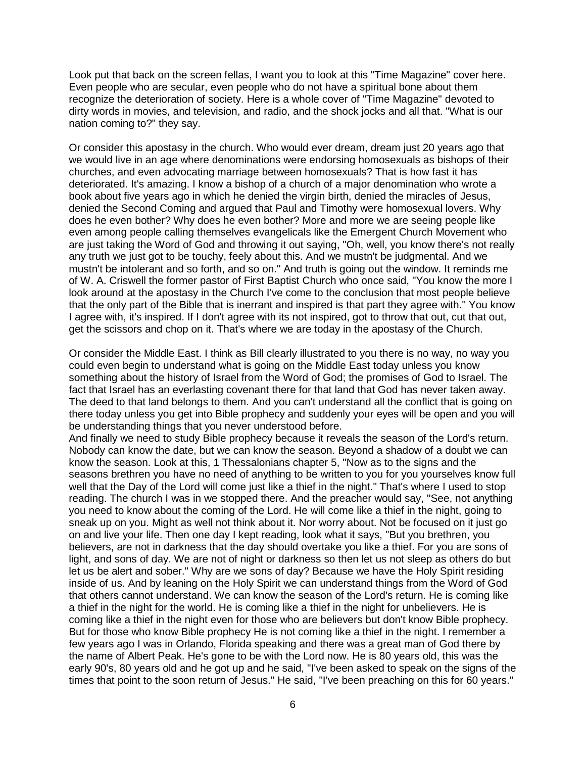Look put that back on the screen fellas, I want you to look at this "Time Magazine" cover here. Even people who are secular, even people who do not have a spiritual bone about them recognize the deterioration of society. Here is a whole cover of "Time Magazine" devoted to dirty words in movies, and television, and radio, and the shock jocks and all that. "What is our nation coming to?" they say.

Or consider this apostasy in the church. Who would ever dream, dream just 20 years ago that we would live in an age where denominations were endorsing homosexuals as bishops of their churches, and even advocating marriage between homosexuals? That is how fast it has deteriorated. It's amazing. I know a bishop of a church of a major denomination who wrote a book about five years ago in which he denied the virgin birth, denied the miracles of Jesus, denied the Second Coming and argued that Paul and Timothy were homosexual lovers. Why does he even bother? Why does he even bother? More and more we are seeing people like even among people calling themselves evangelicals like the Emergent Church Movement who are just taking the Word of God and throwing it out saying, "Oh, well, you know there's not really any truth we just got to be touchy, feely about this. And we mustn't be judgmental. And we mustn't be intolerant and so forth, and so on." And truth is going out the window. It reminds me of W. A. Criswell the former pastor of First Baptist Church who once said, "You know the more I look around at the apostasy in the Church I've come to the conclusion that most people believe that the only part of the Bible that is inerrant and inspired is that part they agree with." You know I agree with, it's inspired. If I don't agree with its not inspired, got to throw that out, cut that out, get the scissors and chop on it. That's where we are today in the apostasy of the Church.

Or consider the Middle East. I think as Bill clearly illustrated to you there is no way, no way you could even begin to understand what is going on the Middle East today unless you know something about the history of Israel from the Word of God; the promises of God to Israel. The fact that Israel has an everlasting covenant there for that land that God has never taken away. The deed to that land belongs to them. And you can't understand all the conflict that is going on there today unless you get into Bible prophecy and suddenly your eyes will be open and you will be understanding things that you never understood before.
And finally we need to study Bible prophecy because it reveals the season of the Lord's return. Nobody can know the date, but we can know the season. Beyond a shadow of a doubt we can know the season. Look at this, 1 Thessalonians chapter 5, "Now as to the signs and the seasons brethren you have no need of anything to be written to you for you yourselves know full well that the Day of the Lord will come just like a thief in the night." That's where I used to stop reading. The church I was in we stopped there. And the preacher would say, "See, not anything you need to know about the coming of the Lord. He will come like a thief in the night, going to sneak up on you. Might as well not think about it. Nor worry about. Not be focused on it just go on and live your life. Then one day I kept reading, look what it says, "But you brethren, you believers, are not in darkness that the day should overtake you like a thief. For you are sons of light, and sons of day. We are not of night or darkness so then let us not sleep as others do but let us be alert and sober." Why are we sons of day? Because we have the Holy Spirit residing inside of us. And by leaning on the Holy Spirit we can understand things from the Word of God that others cannot understand. We can know the season of the Lord's return. He is coming like a thief in the night for the world. He is coming like a thief in the night for unbelievers. He is coming like a thief in the night even for those who are believers but don't know Bible prophecy. But for those who know Bible prophecy He is not coming like a thief in the night. I remember a few years ago I was in Orlando, Florida speaking and there was a great man of God there by the name of Albert Peak. He's gone to be with the Lord now. He is 80 years old, this was the early 90's, 80 years old and he got up and he said, "I've been asked to speak on the signs of the times that point to the soon return of Jesus." He said, "I've been preaching on this for 60 years."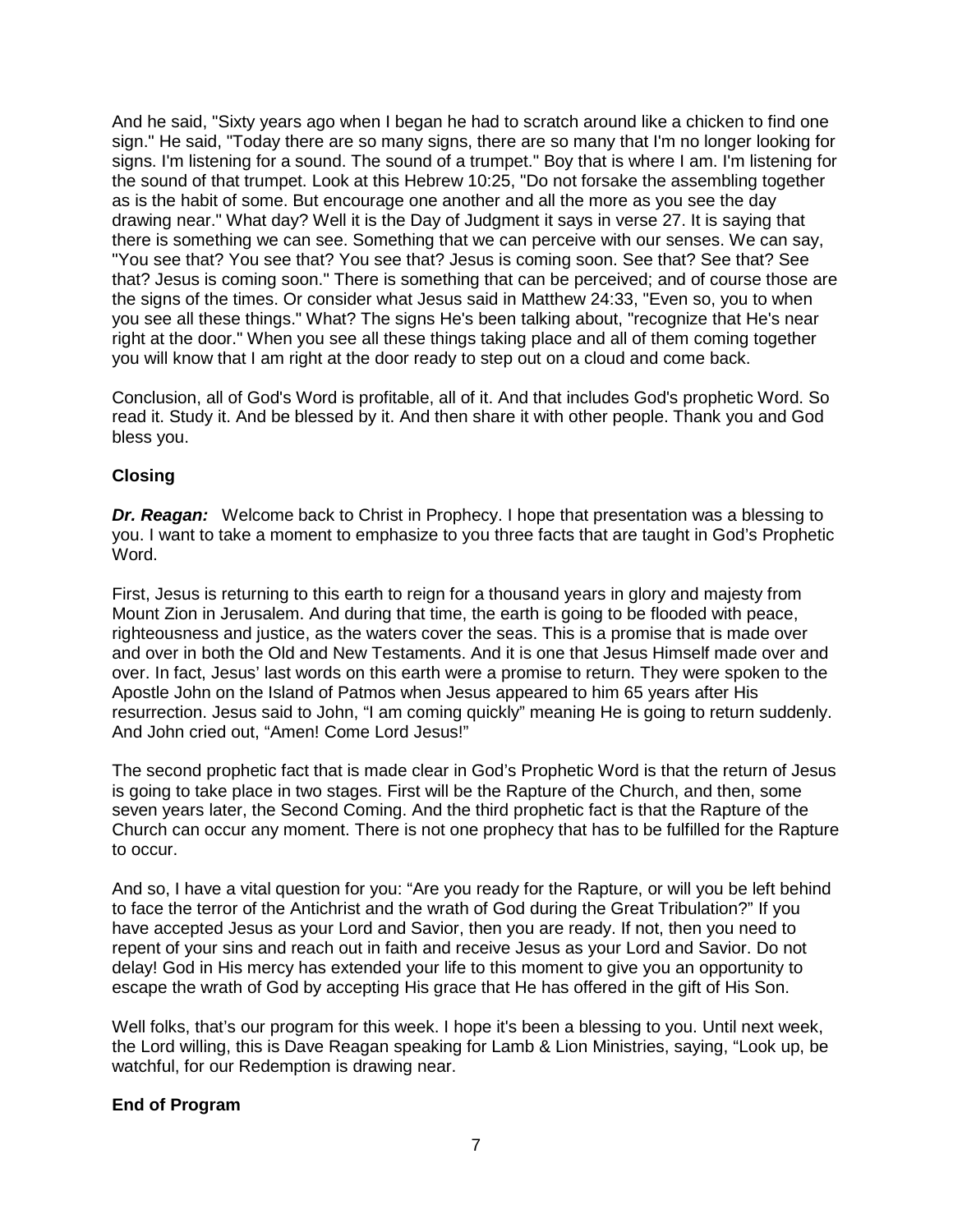And he said, "Sixty years ago when I began he had to scratch around like a chicken to find one sign." He said, "Today there are so many signs, there are so many that I'm no longer looking for signs. I'm listening for a sound. The sound of a trumpet." Boy that is where I am. I'm listening for the sound of that trumpet. Look at this Hebrew 10:25, "Do not forsake the assembling together as is the habit of some. But encourage one another and all the more as you see the day drawing near." What day? Well it is the Day of Judgment it says in verse 27. It is saying that there is something we can see. Something that we can perceive with our senses. We can say, "You see that? You see that? You see that? Jesus is coming soon. See that? See that? See that? Jesus is coming soon." There is something that can be perceived; and of course those are the signs of the times. Or consider what Jesus said in Matthew 24:33, "Even so, you to when you see all these things." What? The signs He's been talking about, "recognize that He's near right at the door." When you see all these things taking place and all of them coming together you will know that I am right at the door ready to step out on a cloud and come back.

Conclusion, all of God's Word is profitable, all of it. And that includes God's prophetic Word. So read it. Study it. And be blessed by it. And then share it with other people. Thank you and God bless you.

**Closing**

***Dr. Reagan:*** Welcome back to Christ in Prophecy. I hope that presentation was a blessing to you. I want to take a moment to emphasize to you three facts that are taught in God's Prophetic Word.

First, Jesus is returning to this earth to reign for a thousand years in glory and majesty from Mount Zion in Jerusalem. And during that time, the earth is going to be flooded with peace, righteousness and justice, as the waters cover the seas. This is a promise that is made over and over in both the Old and New Testaments. And it is one that Jesus Himself made over and over. In fact, Jesus' last words on this earth were a promise to return. They were spoken to the Apostle John on the Island of Patmos when Jesus appeared to him 65 years after His resurrection. Jesus said to John, "I am coming quickly" meaning He is going to return suddenly. And John cried out, "Amen! Come Lord Jesus!"

The second prophetic fact that is made clear in God's Prophetic Word is that the return of Jesus is going to take place in two stages. First will be the Rapture of the Church, and then, some seven years later, the Second Coming. And the third prophetic fact is that the Rapture of the Church can occur any moment. There is not one prophecy that has to be fulfilled for the Rapture to occur.

And so, I have a vital question for you: "Are you ready for the Rapture, or will you be left behind to face the terror of the Antichrist and the wrath of God during the Great Tribulation?" If you have accepted Jesus as your Lord and Savior, then you are ready. If not, then you need to repent of your sins and reach out in faith and receive Jesus as your Lord and Savior. Do not delay! God in His mercy has extended your life to this moment to give you an opportunity to escape the wrath of God by accepting His grace that He has offered in the gift of His Son.

Well folks, that's our program for this week. I hope it's been a blessing to you. Until next week, the Lord willing, this is Dave Reagan speaking for Lamb & Lion Ministries, saying, "Look up, be watchful, for our Redemption is drawing near.

**End of Program**